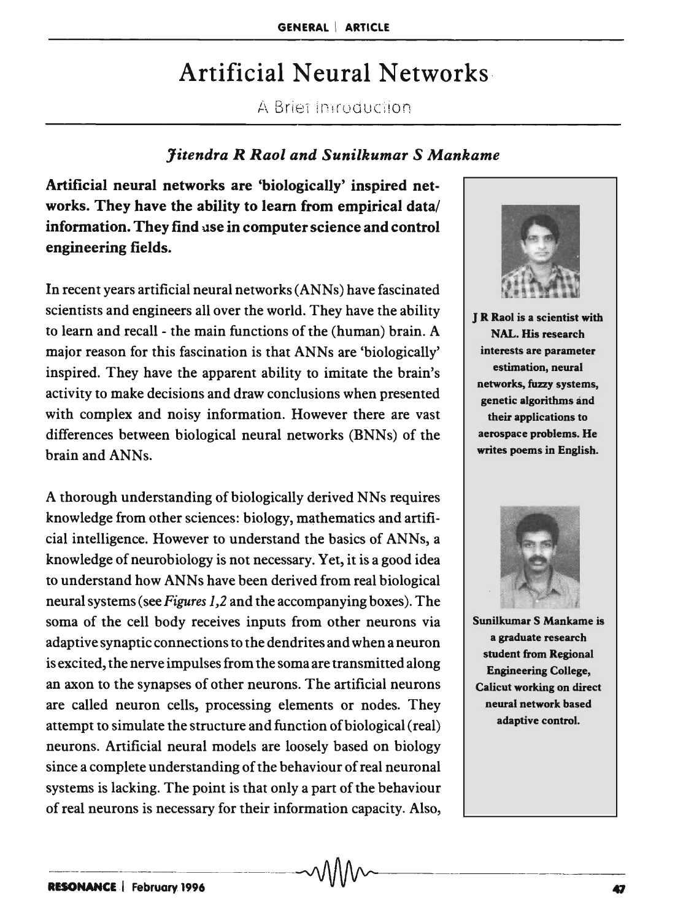# Artificial Neural Networks

A Brief Introduction

***Jitendra R Raol and Sunilkumar S Mankame***

**Artificial neural networks are 'biologically' inspired networks. They have the ability to learn from empirical data/ information. They find use in computer science and control engineering fields.**

In recent years artificial neural networks (ANNs) have fascinated scientists and engineers all over the world. They have the ability to learn and recall - the main functions of the (human) brain. A major reason for this fascination is that ANNs are 'biologically' inspired. They have the apparent ability to imitate the brain's activity to make decisions and draw conclusions when presented with complex and noisy information. However there are vast differences between biological neural networks (BNNs) of the brain and ANNs.

A thorough understanding of biologically derived NNs requires knowledge from other sciences: biology, mathematics and artificial intelligence. However to understand the basics of ANNs, a knowledge of neurobiology is not necessary. Yet, it is a good idea to understand how ANNs have been derived from real biological neural systems (see *Figures 1,2* and the accompanying boxes). The soma of the cell body receives inputs from other neurons via adaptive synaptic connections to the dendrites and when a neuron is excited, the nerve impulses from the soma are transmitted along an axon to the synapses of other neurons. The artificial neurons are called neuron cells, processing elements or nodes. They attempt to simulate the structure and function of biological (real) neurons. Artificial neural models are loosely based on biology since a complete understanding of the behaviour of real neuronal systems is lacking. The point is that only a part of the behaviour of real neurons is necessary for their information capacity. Also,

**J R Raol is a scientist with NAL. His research interests are parameter estimation, neural networks, fuzzy systems, genetic algorithms and their applications to aerospace problems. He writes poems in English.**

**Sunilkumar S Mankame is a graduate research student from Regional Engineering College, Calicut working on direct neural network based adaptive control.**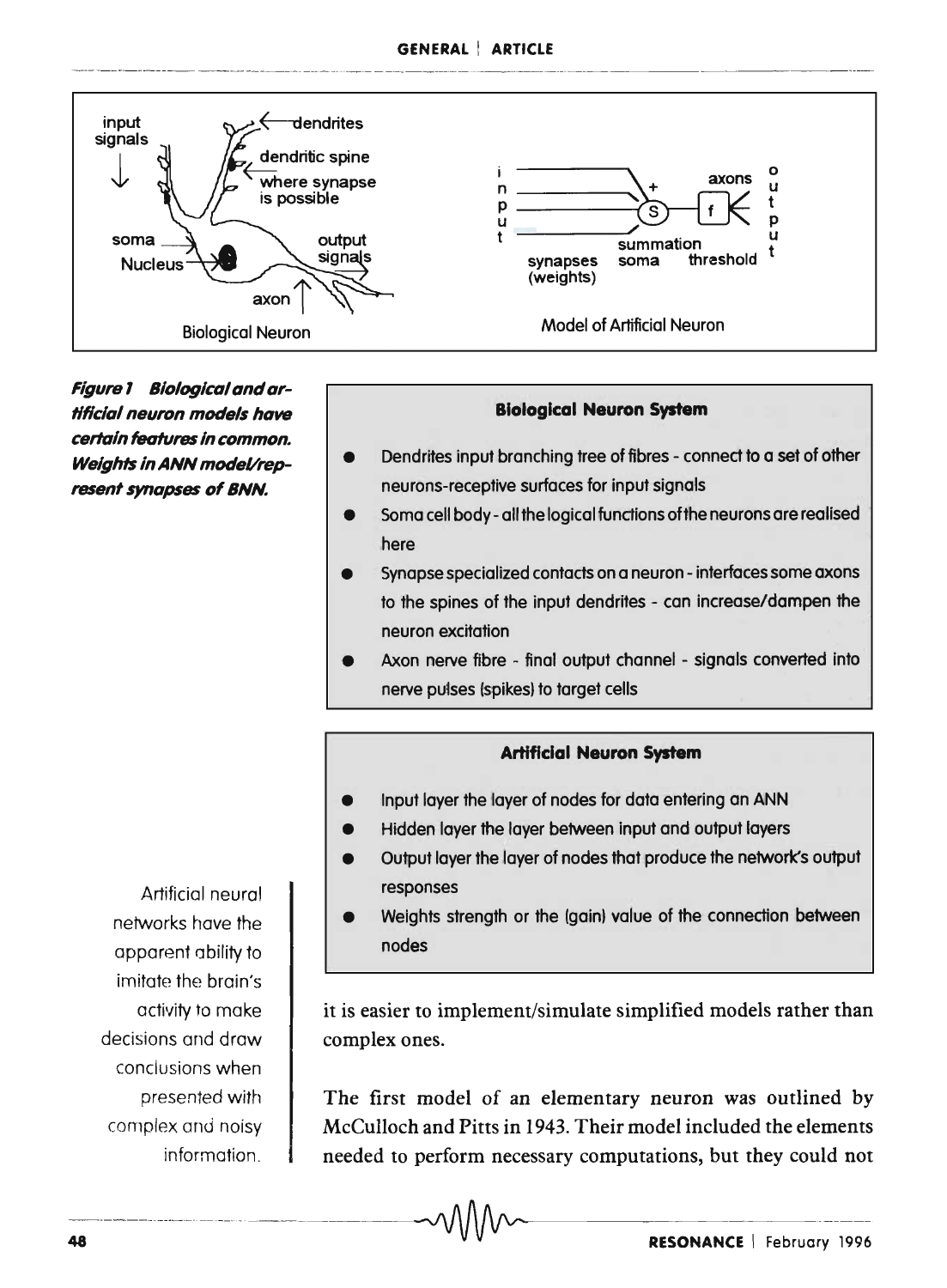Figure 1 Biological and artificial neuron models have certain features in common. Weights in ANN model/represent synapses of BNN.

**Biological Neuron System**

- Dendrites input branching tree of fibres - connect to a set of other neurons-receptive surfaces for input signals
- Soma cell body - all the logical functions of the neurons are realised here
- Synapse specialized contacts on a neuron - interfaces some axons to the spines of the input dendrites - can increase/dampen the neuron excitation
- Axon nerve fibre - final output channel - signals converted into nerve pulses (spikes) to target cells

**Artificial Neuron System**

- Input layer the layer of nodes for data entering an ANN
- Hidden layer the layer between input and output layers
- Output layer the layer of nodes that produce the network's output responses
- Weights strength or the (gain) value of the connection between nodes

Artificial neural networks have the apparent ability to imitate the brain's activity to make decisions and draw conclusions when presented with complex and noisy information.

it is easier to implement/simulate simplified models rather than complex ones.

The first model of an elementary neuron was outlined by McCulloch and Pitts in 1943. Their model included the elements needed to perform necessary computations, but they could not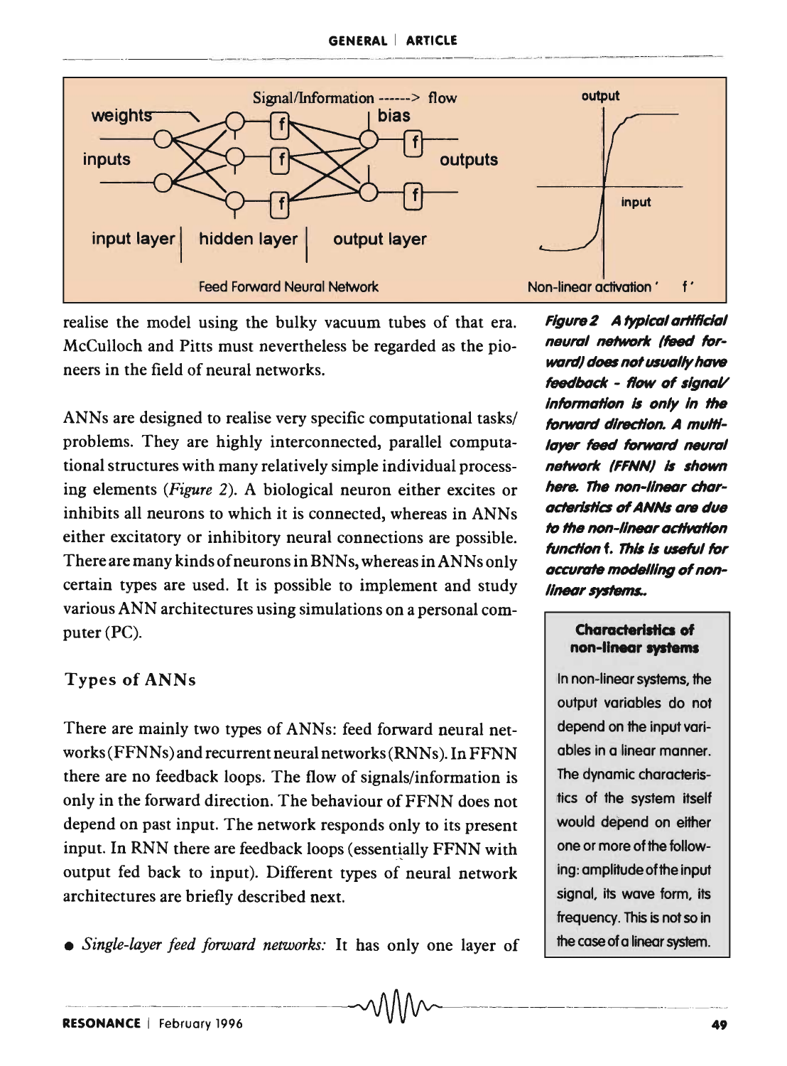realise the model using the bulky vacuum tubes of that era. McCulloch and Pitts must nevertheless be regarded as the pioneers in the field of neural networks.

***Figure 2 A typical artificial neural network (feed forward) does not usually have feedback - flow of signal/ information is only in the forward direction. A multi-layer feed forward neural network (FFNN) is shown here. The non-linear characteristics of ANNs are due to the non-linear activation function f. This is useful for accurate modelling of non-linear systems..***

ANNs are designed to realise very specific computational tasks/ problems. They are highly interconnected, parallel computational structures with many relatively simple individual processing elements (*Figure 2*). A biological neuron either excites or inhibits all neurons to which it is connected, whereas in ANNs either excitatory or inhibitory neural connections are possible. There are many kinds of neurons in BNNs, whereas in ANNs only certain types are used. It is possible to implement and study various ANN architectures using simulations on a personal computer (PC).

> **Characteristics of non-linear systems**
>
> In non-linear systems, the output variables do not depend on the input variables in a linear manner. The dynamic characteristics of the system itself would depend on either one or more of the following: amplitude of the input signal, its wave form, its frequency. This is not so in the case of a linear system.

## Types of ANNs

There are mainly two types of ANNs: feed forward neural networks (FFNNs) and recurrent neural networks (RNNs). In FFNN there are no feedback loops. The flow of signals/information is only in the forward direction. The behaviour of FFNN does not depend on past input. The network responds only to its present input. In RNN there are feedback loops (essentially FFNN with output fed back to input). Different types of neural network architectures are briefly described next.

- *Single-layer feed forward networks:* It has only one layer of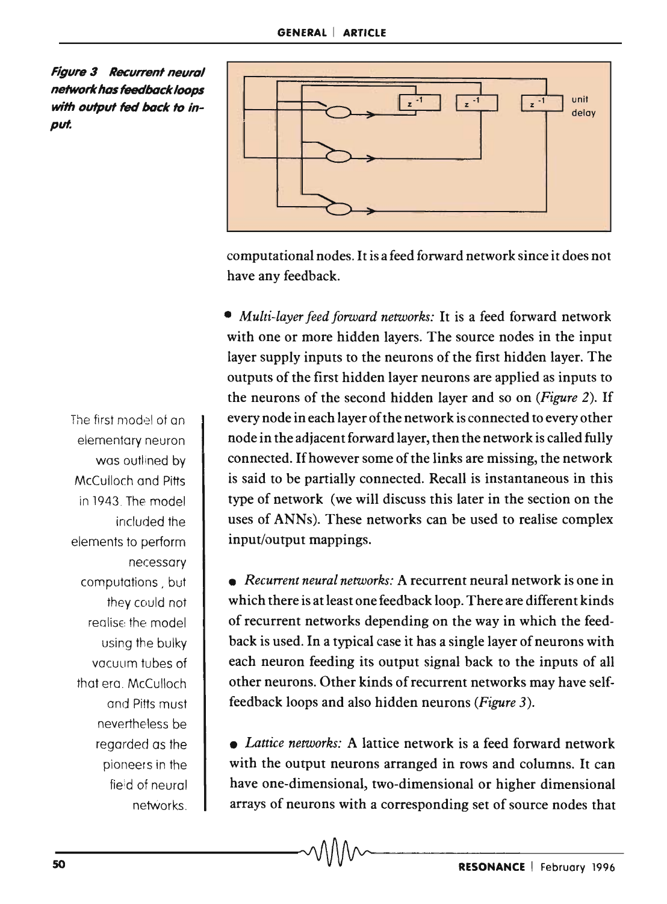*Figure 3 Recurrent neural network has feedback loops with output fed back to input.*

computational nodes. It is a feed forward network since it does not have any feedback.

- *Multi-layer feed forward networks:* It is a feed forward network with one or more hidden layers. The source nodes in the input layer supply inputs to the neurons of the first hidden layer. The outputs of the first hidden layer neurons are applied as inputs to the neurons of the second hidden layer and so on (*Figure 2*). If every node in each layer of the network is connected to every other node in the adjacent forward layer, then the network is called fully connected. If however some of the links are missing, the network is said to be partially connected. Recall is instantaneous in this type of network (we will discuss this later in the section on the uses of ANNs). These networks can be used to realise complex input/output mappings.

The first model of an elementary neuron was outlined by McCulloch and Pitts in 1943. The model included the elements to perform necessary computations, but they could not realise the model using the bulky vacuum tubes of that era. McCulloch and Pitts must nevertheless be regarded as the pioneers in the field of neural networks.

- *Recurrent neural networks:* A recurrent neural network is one in which there is at least one feedback loop. There are different kinds of recurrent networks depending on the way in which the feedback is used. In a typical case it has a single layer of neurons with each neuron feeding its output signal back to the inputs of all other neurons. Other kinds of recurrent networks may have self-feedback loops and also hidden neurons (*Figure 3*).

- *Lattice networks:* A lattice network is a feed forward network with the output neurons arranged in rows and columns. It can have one-dimensional, two-dimensional or higher dimensional arrays of neurons with a corresponding set of source nodes that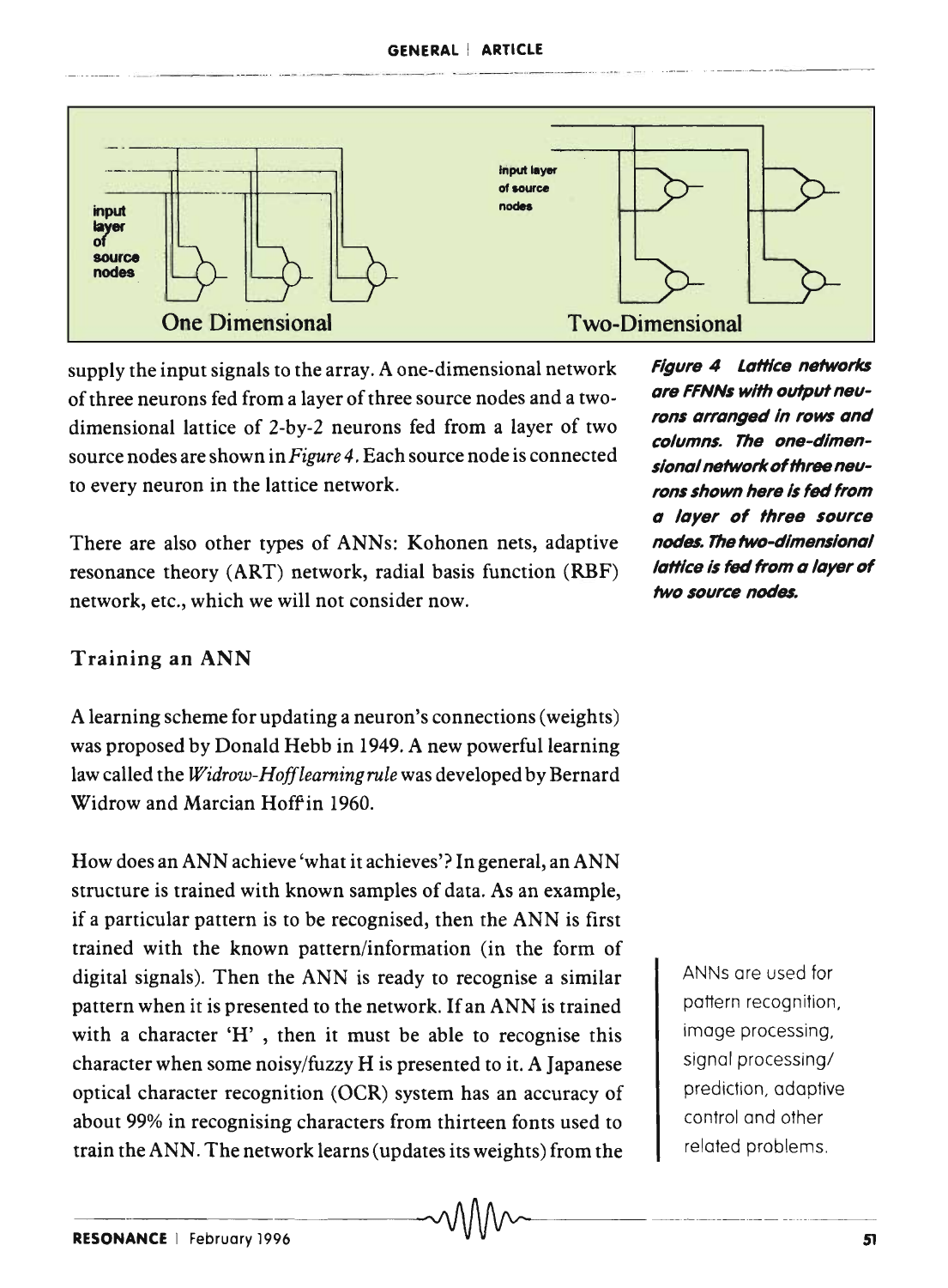supply the input signals to the array. A one-dimensional network of three neurons fed from a layer of three source nodes and a two-dimensional lattice of 2-by-2 neurons fed from a layer of two source nodes are shown in *Figure 4*. Each source node is connected to every neuron in the lattice network.

***Figure 4 Lattice networks are FFNNs with output neurons arranged in rows and columns. The one-dimensional network of three neurons shown here is fed from a layer of three source nodes. The two-dimensional lattice is fed from a layer of two source nodes.***

There are also other types of ANNs: Kohonen nets, adaptive resonance theory (ART) network, radial basis function (RBF) network, etc., which we will not consider now.

## Training an ANN

A learning scheme for updating a neuron's connections (weights) was proposed by Donald Hebb in 1949. A new powerful learning law called the *Widrow-Hoff learning rule* was developed by Bernard Widrow and Marcian Hoff in 1960.

How does an ANN achieve 'what it achieves'? In general, an ANN structure is trained with known samples of data. As an example, if a particular pattern is to be recognised, then the ANN is first trained with the known pattern/information (in the form of digital signals). Then the ANN is ready to recognise a similar pattern when it is presented to the network. If an ANN is trained with a character 'H' , then it must be able to recognise this character when some noisy/fuzzy H is presented to it. A Japanese optical character recognition (OCR) system has an accuracy of about 99% in recognising characters from thirteen fonts used to train the ANN. The network learns (updates its weights) from the

> ANNs are used for pattern recognition, image processing, signal processing/ prediction, adaptive control and other related problems.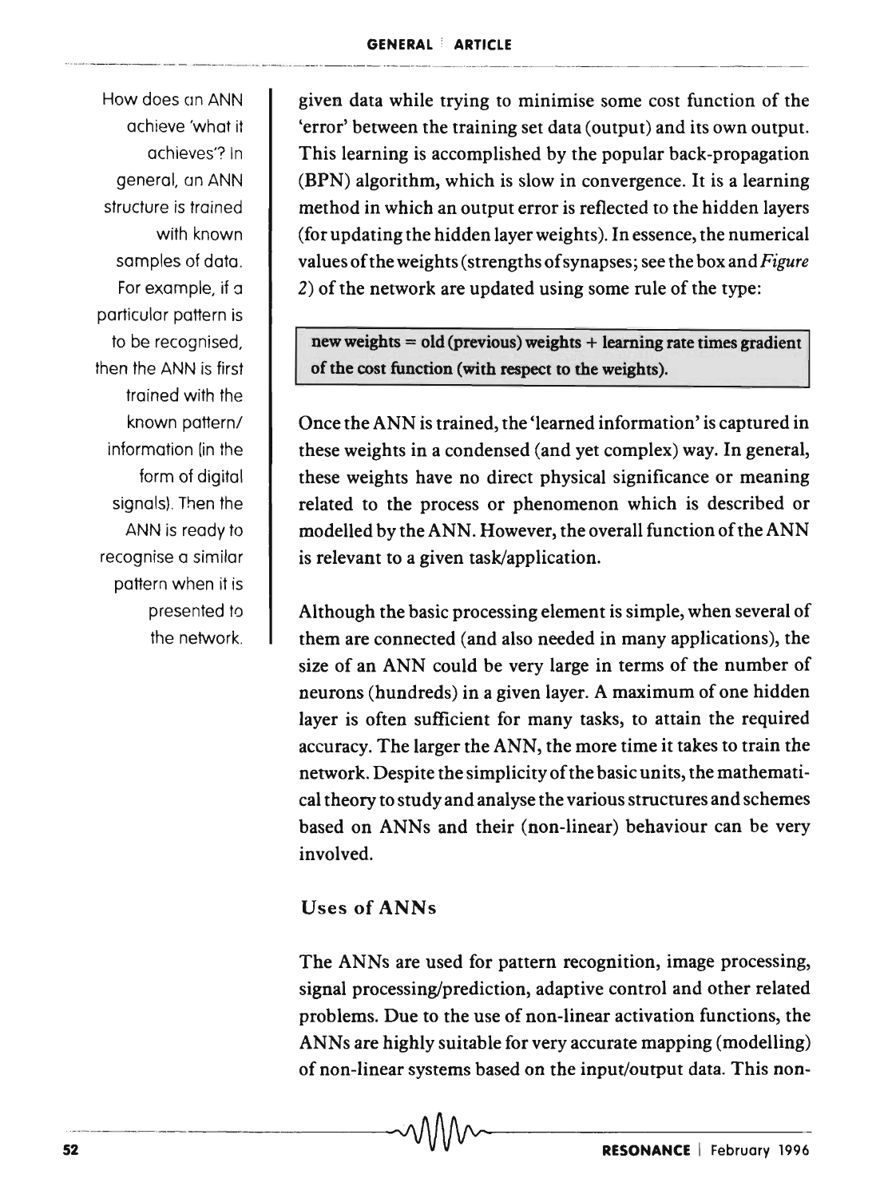How does an ANN achieve 'what it achieves'? In general, an ANN structure is trained with known samples of data. For example, if a particular pattern is to be recognised, then the ANN is first trained with the known pattern/ information (in the form of digital signals). Then the ANN is ready to recognise a similar pattern when it is presented to the network.

given data while trying to minimise some cost function of the 'error' between the training set data (output) and its own output. This learning is accomplished by the popular back-propagation (BPN) algorithm, which is slow in convergence. It is a learning method in which an output error is reflected to the hidden layers (for updating the hidden layer weights). In essence, the numerical values of the weights (strengths of synapses; see the box and *Figure 2*) of the network are updated using some rule of the type:

**new weights = old (previous) weights + learning rate times gradient of the cost function (with respect to the weights).**

Once the ANN is trained, the 'learned information' is captured in these weights in a condensed (and yet complex) way. In general, these weights have no direct physical significance or meaning related to the process or phenomenon which is described or modelled by the ANN. However, the overall function of the ANN is relevant to a given task/application.

Although the basic processing element is simple, when several of them are connected (and also needed in many applications), the size of an ANN could be very large in terms of the number of neurons (hundreds) in a given layer. A maximum of one hidden layer is often sufficient for many tasks, to attain the required accuracy. The larger the ANN, the more time it takes to train the network. Despite the simplicity of the basic units, the mathematical theory to study and analyse the various structures and schemes based on ANNs and their (non-linear) behaviour can be very involved.

## Uses of ANNs

The ANNs are used for pattern recognition, image processing, signal processing/prediction, adaptive control and other related problems. Due to the use of non-linear activation functions, the ANNs are highly suitable for very accurate mapping (modelling) of non-linear systems based on the input/output data. This non-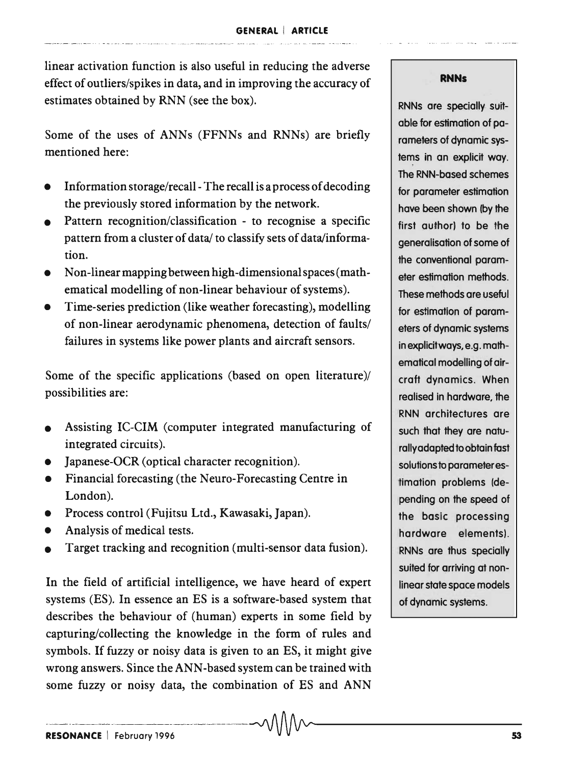linear activation function is also useful in reducing the adverse effect of outliers/spikes in data, and in improving the accuracy of estimates obtained by RNN (see the box).

Some of the uses of ANNs (FFNNs and RNNs) are briefly mentioned here:

- Information storage/recall - The recall is a process of decoding the previously stored information by the network.
- Pattern recognition/classification - to recognise a specific pattern from a cluster of data/ to classify sets of data/information.
- Non-linear mapping between high-dimensional spaces (mathematical modelling of non-linear behaviour of systems).
- Time-series prediction (like weather forecasting), modelling of non-linear aerodynamic phenomena, detection of faults/ failures in systems like power plants and aircraft sensors.

Some of the specific applications (based on open literature)/ possibilities are:

- Assisting IC-CIM (computer integrated manufacturing of integrated circuits).
- Japanese-OCR (optical character recognition).
- Financial forecasting (the Neuro-Forecasting Centre in London).
- Process control (Fujitsu Ltd., Kawasaki, Japan).
- Analysis of medical tests.
- Target tracking and recognition (multi-sensor data fusion).

In the field of artificial intelligence, we have heard of expert systems (ES). In essence an ES is a software-based system that describes the behaviour of (human) experts in some field by capturing/collecting the knowledge in the form of rules and symbols. If fuzzy or noisy data is given to an ES, it might give wrong answers. Since the ANN-based system can be trained with some fuzzy or noisy data, the combination of ES and ANN

> **RNNs**
>
> RNNs are specially suitable for estimation of parameters of dynamic systems in an explicit way. The RNN-based schemes for parameter estimation have been shown (by the first author) to be the generalisation of some of the conventional parameter estimation methods. These methods are useful for estimation of parameters of dynamic systems in explicit ways, e.g. mathematical modelling of aircraft dynamics. When realised in hardware, the RNN architectures are such that they are naturally adapted to obtain fast solutions to parameter estimation problems (depending on the speed of the basic processing hardware elements). RNNs are thus specially suited for arriving at non-linear state space models of dynamic systems.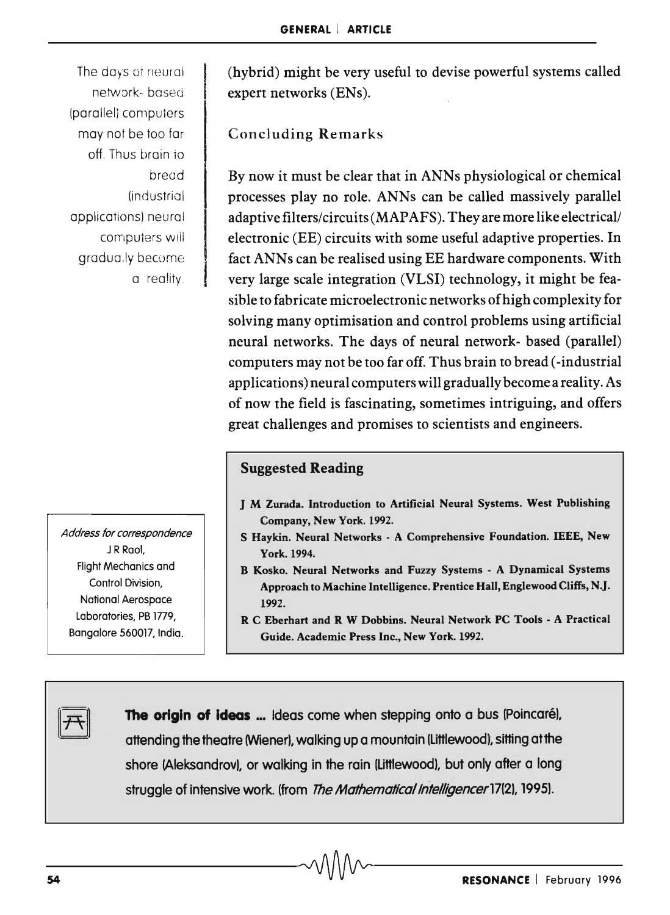(hybrid) might be very useful to devise powerful systems called expert networks (ENs).

## Concluding Remarks

The days of neural network- based (parallel) computers may not be too far off. Thus brain to bread (industrial applications) neural computers will gradually become a reality.

By now it must be clear that in ANNs physiological or chemical processes play no role. ANNs can be called massively parallel adaptive filters/circuits (MAPAFS). They are more like electrical/ electronic (EE) circuits with some useful adaptive properties. In fact ANNs can be realised using EE hardware components. With very large scale integration (VLSI) technology, it might be feasible to fabricate microelectronic networks of high complexity for solving many optimisation and control problems using artificial neural networks. The days of neural network- based (parallel) computers may not be too far off. Thus brain to bread (-industrial applications) neural computers will gradually become a reality. As of now the field is fascinating, sometimes intriguing, and offers great challenges and promises to scientists and engineers.

*Address for correspondence*
J R Raol,
Flight Mechanics and Control Division,
National Aerospace Laboratories, PB 1779,
Bangalore 560017, India.

### Suggested Reading

- J M Zurada. Introduction to Artificial Neural Systems. West Publishing Company, New York. 1992.
- S Haykin. Neural Networks - A Comprehensive Foundation. IEEE, New York. 1994.
- B Kosko. Neural Networks and Fuzzy Systems - A Dynamical Systems Approach to Machine Intelligence. Prentice Hall, Englewood Cliffs, N.J. 1992.
- R C Eberhart and R W Dobbins. Neural Network PC Tools - A Practical Guide. Academic Press Inc., New York. 1992.

**The origin of ideas ...** Ideas come when stepping onto a bus (Poincaré), attending the theatre (Wiener), walking up a mountain (Littlewood), sitting at the shore (Aleksandrov), or walking in the rain (Littlewood), but only after a long struggle of intensive work. (from *The Mathematical Intelligencer* 17(2), 1995).